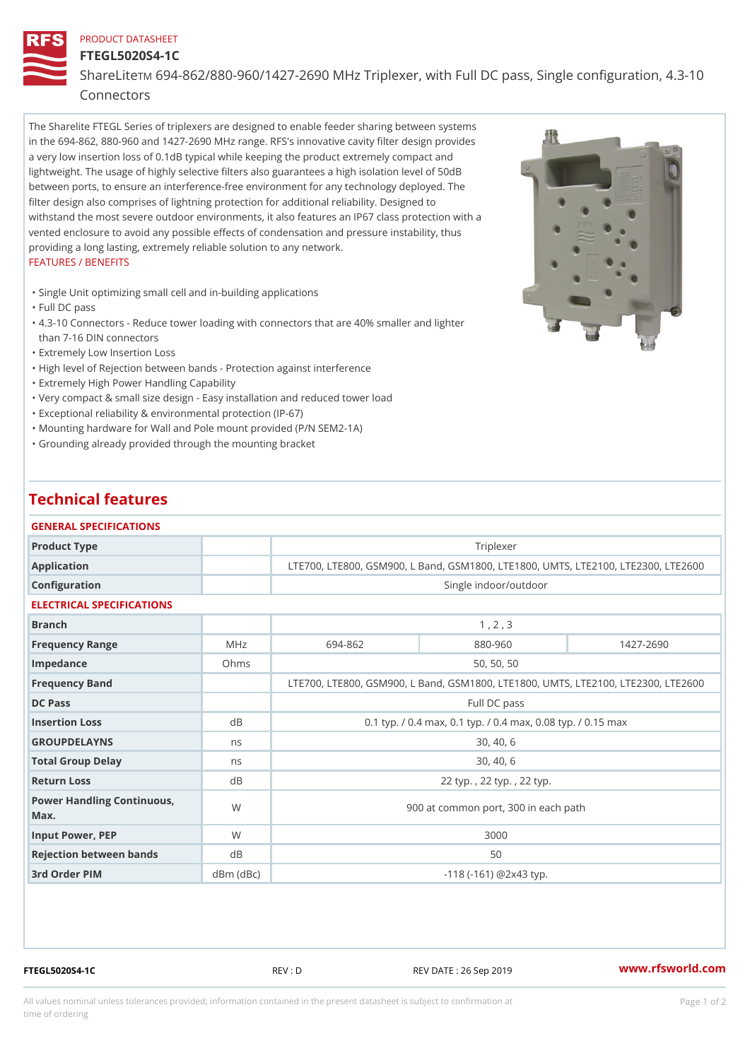PRODUCT DATASHEET

# FTEGL5020S4-1C

ShareLite™ 694-862/880-960/1427-2690 MHz Triplexer, with Full DC pass, Single configuration, 4.3-10 Connectors

The Sharelite FTEGL Series of triplexers are designed to enable feeder sharing between systems in the 694-862, 880-960 and 1427-2690 MHz range. RFS's innovative cavity filter design provides a very low insertion loss of 0.1dB typical while keeping the product extremely compact and lightweight. The usage of highly selective filters also guarantees a high isolation level of 50dB between ports, to ensure an interference-free environment for any technology deployed. The filter design also comprises of lightning protection for additional reliability. Designed to withstand the most severe outdoor environments, it also features an IP67 class protection with a vented enclosure to avoid any possible effects of condensation and pressure instability, thus providing a long lasting, extremely reliable solution to any network.

FEATURES / BENEFITS

- Single Unit optimizing small cell and in-building applications
- Full DC pass
- 4.3-10 Connectors - Reduce tower loading with connectors that are 40% smaller and lighter than 7-16 DIN connectors
- Extremely Low Insertion Loss
- High level of Rejection between bands - Protection against interference
- Extremely High Power Handling Capability
- Very compact & small size design - Easy installation and reduced tower load
- Exceptional reliability & environmental protection (IP-67)
- Mounting hardware for Wall and Pole mount provided (P/N SEM2-1A)
- Grounding already provided through the mounting bracket

## Technical features

### GENERAL SPECIFICATIONS

| | | |
|---|---|---|
| Product Type | | Triplexer |
| Application | | LTE700, LTE800, GSM900, L Band, GSM1800, LTE1800, UMTS, LTE2100, LTE2300, LTE2600 |
| Configuration | | Single indoor/outdoor |

### ELECTRICAL SPECIFICATIONS

| | | | | |
|---|---|---|---|---|
| Branch | | 1 , 2 , 3 | | |
| Frequency Range | MHz | 694-862 | 880-960 | 1427-2690 |
| Impedance | Ohms | 50, 50, 50 | | |
| Frequency Band | | LTE700, LTE800, GSM900, L Band, GSM1800, LTE1800, UMTS, LTE2100, LTE2300, LTE2600 | | |
| DC Pass | | Full DC pass | | |
| Insertion Loss | dB | 0.1 typ. / 0.4 max, 0.1 typ. / 0.4 max, 0.08 typ. / 0.15 max | | |
| GROUPDELAYNS | ns | 30, 40, 6 | | |
| Total Group Delay | ns | 30, 40, 6 | | |
| Return Loss | dB | 22 typ. , 22 typ. , 22 typ. | | |
| Power Handling Continuous, Max. | W | 900 at common port, 300 in each path | | |
| Input Power, PEP | W | 3000 | | |
| Rejection between bands | dB | 50 | | |
| 3rd Order PIM | dBm (dBc) | -118 (-161) @2x43 typ. | | |

FTEGL5020S4-1C REV : D REV DATE : 26 Sep 2019 www.rfsworld.com

All values nominal unless tolerances provided; information contained in the present datasheet is subject to confirmation at time of ordering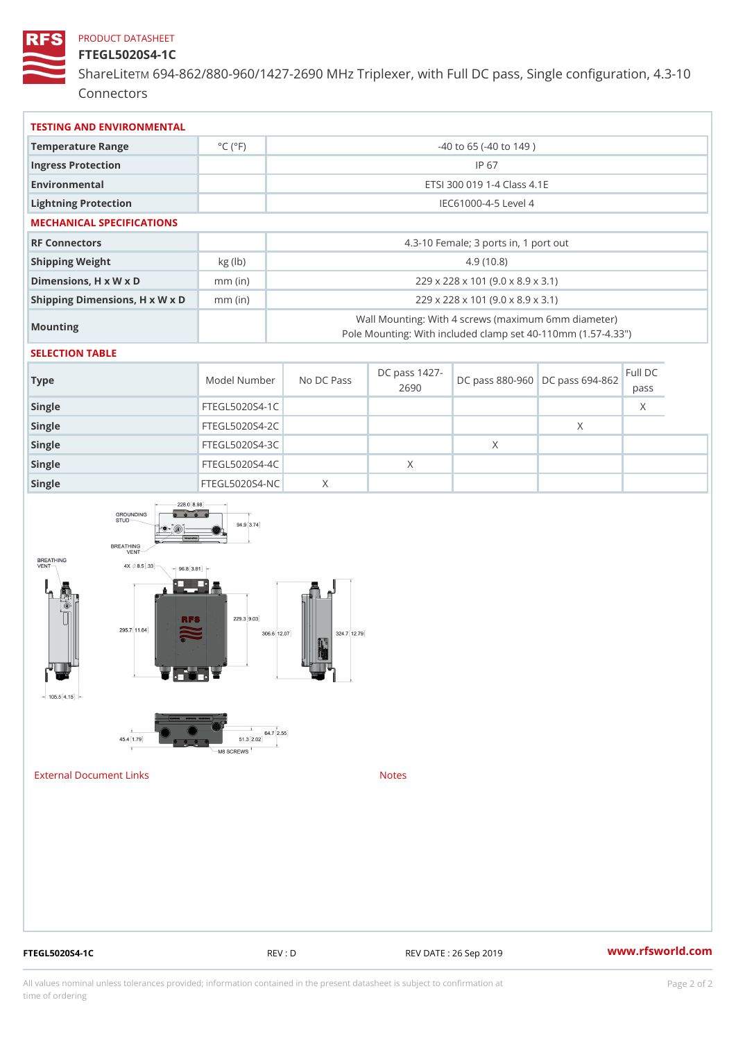PRODUCT DATASHEET

# FTEGL5020S4-1C

ShareLite™ 694-862/880-960/1427-2690 MHz Triplexer, with Full DC pass, Single configuration, 4.3-10 Connectors

## TESTING AND ENVIRONMENTAL

| | | |
|---|---|---|
| **Temperature Range** | °C (°F) | -40 to 65 (-40 to 149 ) |
| **Ingress Protection** | | IP 67 |
| **Environmental** | | ETSI 300 019 1-4 Class 4.1E |
| **Lightning Protection** | | IEC61000-4-5 Level 4 |

## MECHANICAL SPECIFICATIONS

| | | |
|---|---|---|
| **RF Connectors** | | 4.3-10 Female; 3 ports in, 1 port out |
| **Shipping Weight** | kg (lb) | 4.9 (10.8) |
| **Dimensions, H x W x D** | mm (in) | 229 x 228 x 101 (9.0 x 8.9 x 3.1) |
| **Shipping Dimensions, H x W x D** | mm (in) | 229 x 228 x 101 (9.0 x 8.9 x 3.1) |
| **Mounting** | | Wall Mounting: With 4 screws (maximum 6mm diameter)<br>Pole Mounting: With included clamp set 40-110mm (1.57-4.33") |

## SELECTION TABLE

| Type | Model Number | No DC Pass | DC pass 1427-2690 | DC pass 880-960 | DC pass 694-862 | Full DC pass |
|---|---|---|---|---|---|---|
| **Single** | FTEGL5020S4-1C | | | | | X |
| **Single** | FTEGL5020S4-2C | | | | X | |
| **Single** | FTEGL5020S4-3C | | | X | | |
| **Single** | FTEGL5020S4-4C | | X | | | |
| **Single** | FTEGL5020S4-NC | X | | | | |

GROUNDING STUD
BREATHING VENT
BREATHING VENT
228.0 [8.98]
94.9 [3.74]
4X ⌀8.5 [.33]
96.8 [3.81]
229.3 [9.03]
295.7 [11.64]
306.6 [12.07]
324.7 [12.79]
105.5 [4.15]
45.4 [1.79]
51.3 [2.02]
64.7 [2.55]
M8 SCREWS

External Document Links

Notes

FTEGL5020S4-1C REV : D REV DATE : 26 Sep 2019 www.rfsworld.com

All values nominal unless tolerances provided; information contained in the present datasheet is subject to confirmation at time of ordering